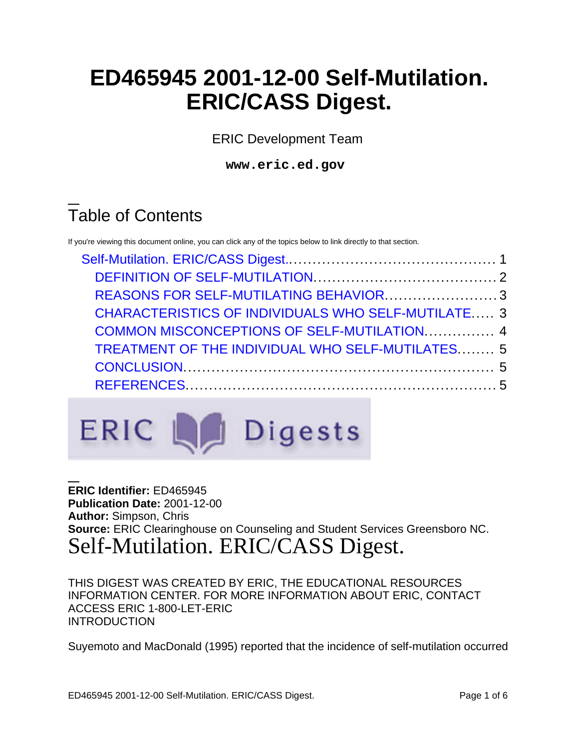# ED465945 2001-12-00 Self-Mutilation. ERIC/CASS Digest.

ERIC Development Team

**www.eric.ed.gov**

## Table of Contents

If you're viewing this document online, you can click any of the topics below to link directly to that section.

- Self-Mutilation. ERIC/CASS Digest. .......... 1
  - DEFINITION OF SELF-MUTILATION .......... 2
  - REASONS FOR SELF-MUTILATING BEHAVIOR .......... 3
  - CHARACTERISTICS OF INDIVIDUALS WHO SELF-MUTILATE .......... 3
  - COMMON MISCONCEPTIONS OF SELF-MUTILATION .......... 4
  - TREATMENT OF THE INDIVIDUAL WHO SELF-MUTILATES .......... 5
  - CONCLUSION .......... 5
  - REFERENCES .......... 5

ERIC Digests

**ERIC Identifier:** ED465945
**Publication Date:** 2001-12-00
**Author:** Simpson, Chris
**Source:** ERIC Clearinghouse on Counseling and Student Services Greensboro NC.

# Self-Mutilation. ERIC/CASS Digest.

THIS DIGEST WAS CREATED BY ERIC, THE EDUCATIONAL RESOURCES INFORMATION CENTER. FOR MORE INFORMATION ABOUT ERIC, CONTACT ACCESS ERIC 1-800-LET-ERIC
INTRODUCTION

Suyemoto and MacDonald (1995) reported that the incidence of self-mutilation occurred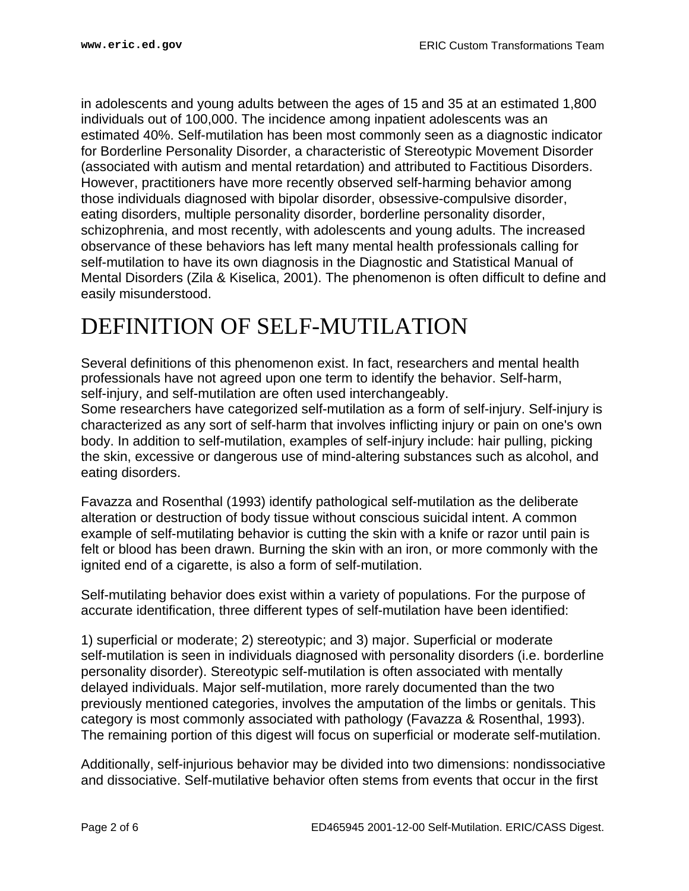in adolescents and young adults between the ages of 15 and 35 at an estimated 1,800 individuals out of 100,000. The incidence among inpatient adolescents was an estimated 40%. Self-mutilation has been most commonly seen as a diagnostic indicator for Borderline Personality Disorder, a characteristic of Stereotypic Movement Disorder (associated with autism and mental retardation) and attributed to Factitious Disorders. However, practitioners have more recently observed self-harming behavior among those individuals diagnosed with bipolar disorder, obsessive-compulsive disorder, eating disorders, multiple personality disorder, borderline personality disorder, schizophrenia, and most recently, with adolescents and young adults. The increased observance of these behaviors has left many mental health professionals calling for self-mutilation to have its own diagnosis in the Diagnostic and Statistical Manual of Mental Disorders (Zila & Kiselica, 2001). The phenomenon is often difficult to define and easily misunderstood.

# DEFINITION OF SELF-MUTILATION

Several definitions of this phenomenon exist. In fact, researchers and mental health professionals have not agreed upon one term to identify the behavior. Self-harm, self-injury, and self-mutilation are often used interchangeably.
Some researchers have categorized self-mutilation as a form of self-injury. Self-injury is characterized as any sort of self-harm that involves inflicting injury or pain on one's own body. In addition to self-mutilation, examples of self-injury include: hair pulling, picking the skin, excessive or dangerous use of mind-altering substances such as alcohol, and eating disorders.

Favazza and Rosenthal (1993) identify pathological self-mutilation as the deliberate alteration or destruction of body tissue without conscious suicidal intent. A common example of self-mutilating behavior is cutting the skin with a knife or razor until pain is felt or blood has been drawn. Burning the skin with an iron, or more commonly with the ignited end of a cigarette, is also a form of self-mutilation.

Self-mutilating behavior does exist within a variety of populations. For the purpose of accurate identification, three different types of self-mutilation have been identified:

1) superficial or moderate; 2) stereotypic; and 3) major. Superficial or moderate self-mutilation is seen in individuals diagnosed with personality disorders (i.e. borderline personality disorder). Stereotypic self-mutilation is often associated with mentally delayed individuals. Major self-mutilation, more rarely documented than the two previously mentioned categories, involves the amputation of the limbs or genitals. This category is most commonly associated with pathology (Favazza & Rosenthal, 1993). The remaining portion of this digest will focus on superficial or moderate self-mutilation.

Additionally, self-injurious behavior may be divided into two dimensions: nondissociative and dissociative. Self-mutilative behavior often stems from events that occur in the first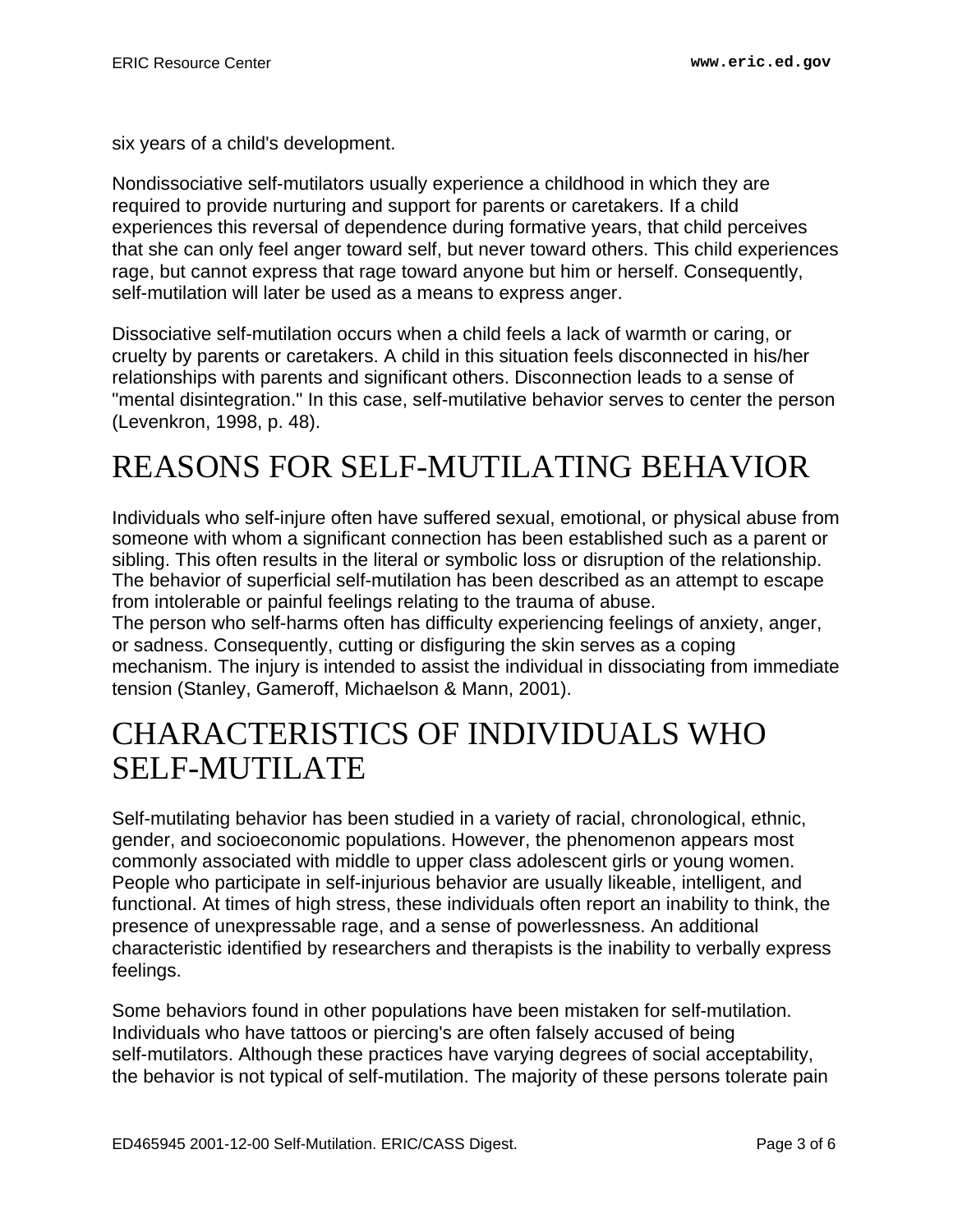six years of a child's development.

Nondissociative self-mutilators usually experience a childhood in which they are required to provide nurturing and support for parents or caretakers. If a child experiences this reversal of dependence during formative years, that child perceives that she can only feel anger toward self, but never toward others. This child experiences rage, but cannot express that rage toward anyone but him or herself. Consequently, self-mutilation will later be used as a means to express anger.

Dissociative self-mutilation occurs when a child feels a lack of warmth or caring, or cruelty by parents or caretakers. A child in this situation feels disconnected in his/her relationships with parents and significant others. Disconnection leads to a sense of "mental disintegration." In this case, self-mutilative behavior serves to center the person (Levenkron, 1998, p. 48).

# REASONS FOR SELF-MUTILATING BEHAVIOR

Individuals who self-injure often have suffered sexual, emotional, or physical abuse from someone with whom a significant connection has been established such as a parent or sibling. This often results in the literal or symbolic loss or disruption of the relationship. The behavior of superficial self-mutilation has been described as an attempt to escape from intolerable or painful feelings relating to the trauma of abuse.
The person who self-harms often has difficulty experiencing feelings of anxiety, anger, or sadness. Consequently, cutting or disfiguring the skin serves as a coping mechanism. The injury is intended to assist the individual in dissociating from immediate tension (Stanley, Gameroff, Michaelson & Mann, 2001).

# CHARACTERISTICS OF INDIVIDUALS WHO SELF-MUTILATE

Self-mutilating behavior has been studied in a variety of racial, chronological, ethnic, gender, and socioeconomic populations. However, the phenomenon appears most commonly associated with middle to upper class adolescent girls or young women. People who participate in self-injurious behavior are usually likeable, intelligent, and functional. At times of high stress, these individuals often report an inability to think, the presence of unexpressable rage, and a sense of powerlessness. An additional characteristic identified by researchers and therapists is the inability to verbally express feelings.

Some behaviors found in other populations have been mistaken for self-mutilation. Individuals who have tattoos or piercing's are often falsely accused of being self-mutilators. Although these practices have varying degrees of social acceptability, the behavior is not typical of self-mutilation. The majority of these persons tolerate pain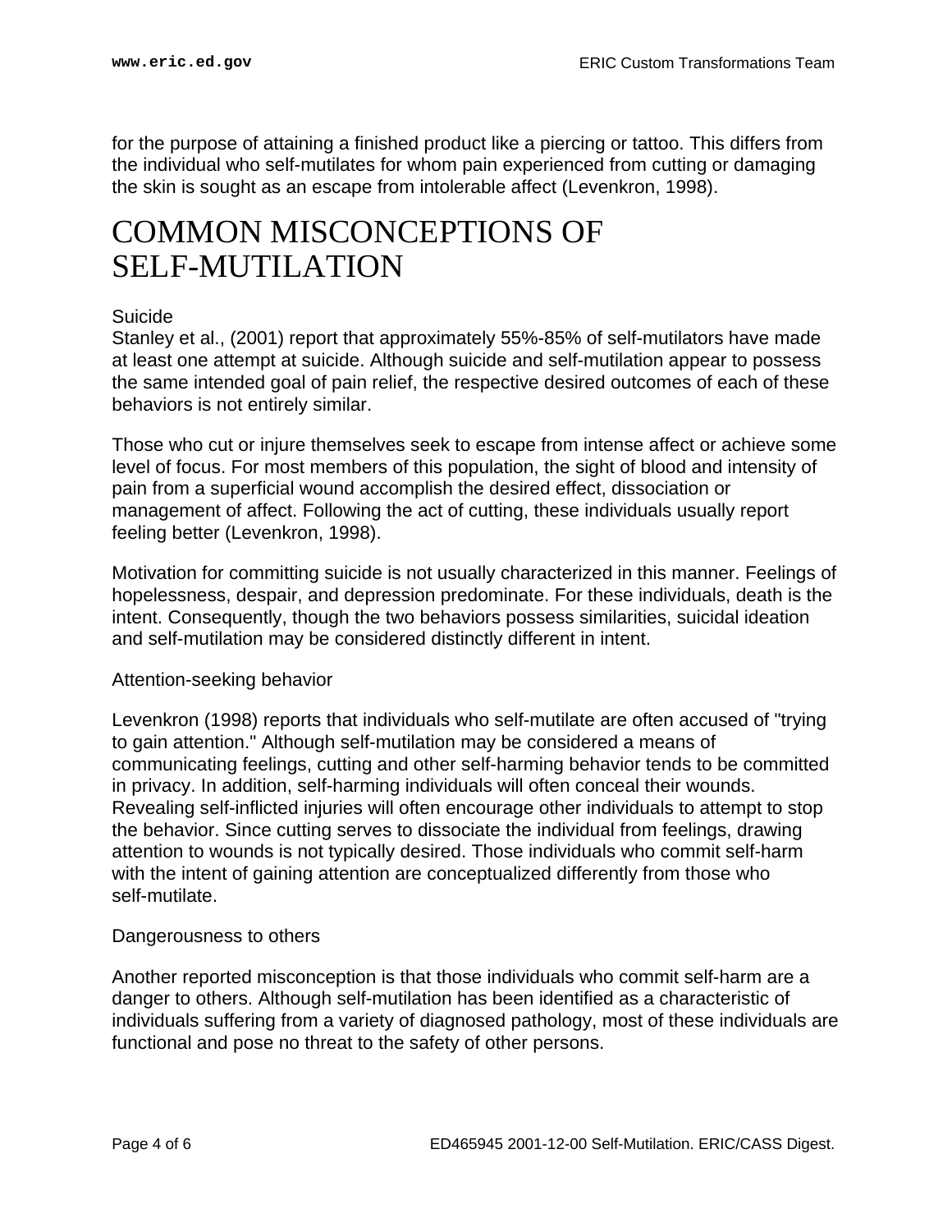for the purpose of attaining a finished product like a piercing or tattoo. This differs from the individual who self-mutilates for whom pain experienced from cutting or damaging the skin is sought as an escape from intolerable affect (Levenkron, 1998).

# COMMON MISCONCEPTIONS OF SELF-MUTILATION

Suicide

Stanley et al., (2001) report that approximately 55%-85% of self-mutilators have made at least one attempt at suicide. Although suicide and self-mutilation appear to possess the same intended goal of pain relief, the respective desired outcomes of each of these behaviors is not entirely similar.

Those who cut or injure themselves seek to escape from intense affect or achieve some level of focus. For most members of this population, the sight of blood and intensity of pain from a superficial wound accomplish the desired effect, dissociation or management of affect. Following the act of cutting, these individuals usually report feeling better (Levenkron, 1998).

Motivation for committing suicide is not usually characterized in this manner. Feelings of hopelessness, despair, and depression predominate. For these individuals, death is the intent. Consequently, though the two behaviors possess similarities, suicidal ideation and self-mutilation may be considered distinctly different in intent.

Attention-seeking behavior

Levenkron (1998) reports that individuals who self-mutilate are often accused of "trying to gain attention." Although self-mutilation may be considered a means of communicating feelings, cutting and other self-harming behavior tends to be committed in privacy. In addition, self-harming individuals will often conceal their wounds. Revealing self-inflicted injuries will often encourage other individuals to attempt to stop the behavior. Since cutting serves to dissociate the individual from feelings, drawing attention to wounds is not typically desired. Those individuals who commit self-harm with the intent of gaining attention are conceptualized differently from those who self-mutilate.

Dangerousness to others

Another reported misconception is that those individuals who commit self-harm are a danger to others. Although self-mutilation has been identified as a characteristic of individuals suffering from a variety of diagnosed pathology, most of these individuals are functional and pose no threat to the safety of other persons.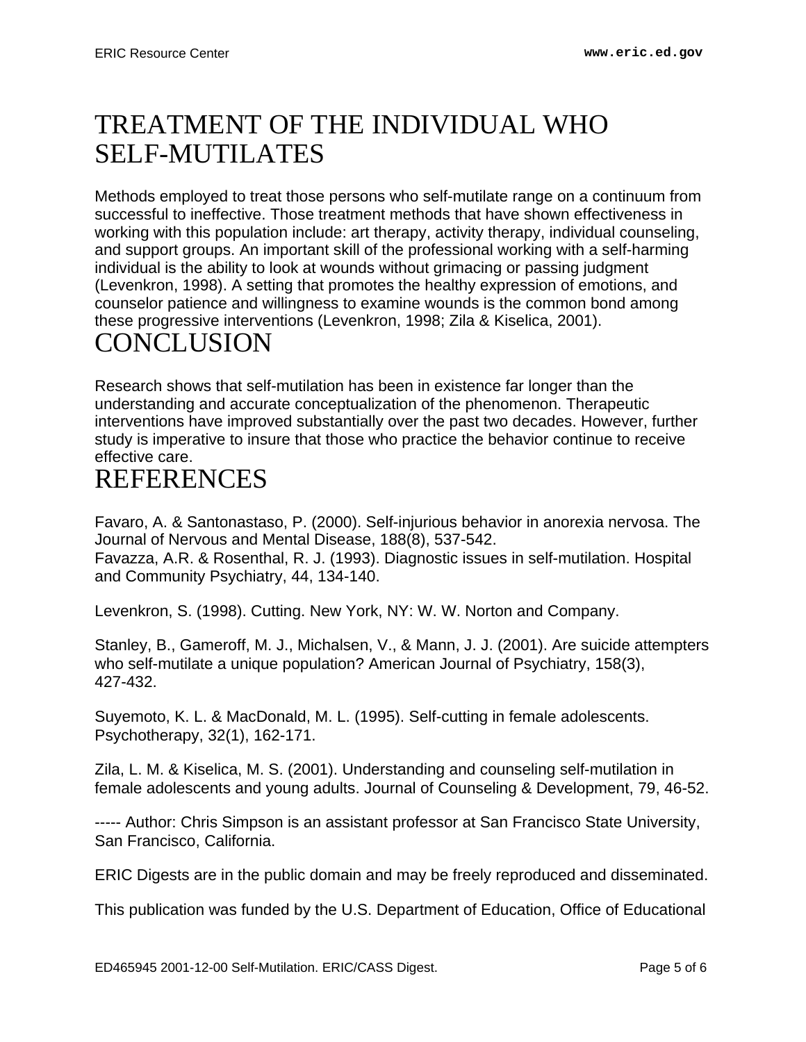# TREATMENT OF THE INDIVIDUAL WHO SELF-MUTILATES

Methods employed to treat those persons who self-mutilate range on a continuum from successful to ineffective. Those treatment methods that have shown effectiveness in working with this population include: art therapy, activity therapy, individual counseling, and support groups. An important skill of the professional working with a self-harming individual is the ability to look at wounds without grimacing or passing judgment (Levenkron, 1998). A setting that promotes the healthy expression of emotions, and counselor patience and willingness to examine wounds is the common bond among these progressive interventions (Levenkron, 1998; Zila & Kiselica, 2001).

# CONCLUSION

Research shows that self-mutilation has been in existence far longer than the understanding and accurate conceptualization of the phenomenon. Therapeutic interventions have improved substantially over the past two decades. However, further study is imperative to insure that those who practice the behavior continue to receive effective care.

# REFERENCES

Favaro, A. & Santonastaso, P. (2000). Self-injurious behavior in anorexia nervosa. The Journal of Nervous and Mental Disease, 188(8), 537-542.
Favazza, A.R. & Rosenthal, R. J. (1993). Diagnostic issues in self-mutilation. Hospital and Community Psychiatry, 44, 134-140.

Levenkron, S. (1998). Cutting. New York, NY: W. W. Norton and Company.

Stanley, B., Gameroff, M. J., Michalsen, V., & Mann, J. J. (2001). Are suicide attempters who self-mutilate a unique population? American Journal of Psychiatry, 158(3), 427-432.

Suyemoto, K. L. & MacDonald, M. L. (1995). Self-cutting in female adolescents. Psychotherapy, 32(1), 162-171.

Zila, L. M. & Kiselica, M. S. (2001). Understanding and counseling self-mutilation in female adolescents and young adults. Journal of Counseling & Development, 79, 46-52.

----- Author: Chris Simpson is an assistant professor at San Francisco State University, San Francisco, California.

ERIC Digests are in the public domain and may be freely reproduced and disseminated.

This publication was funded by the U.S. Department of Education, Office of Educational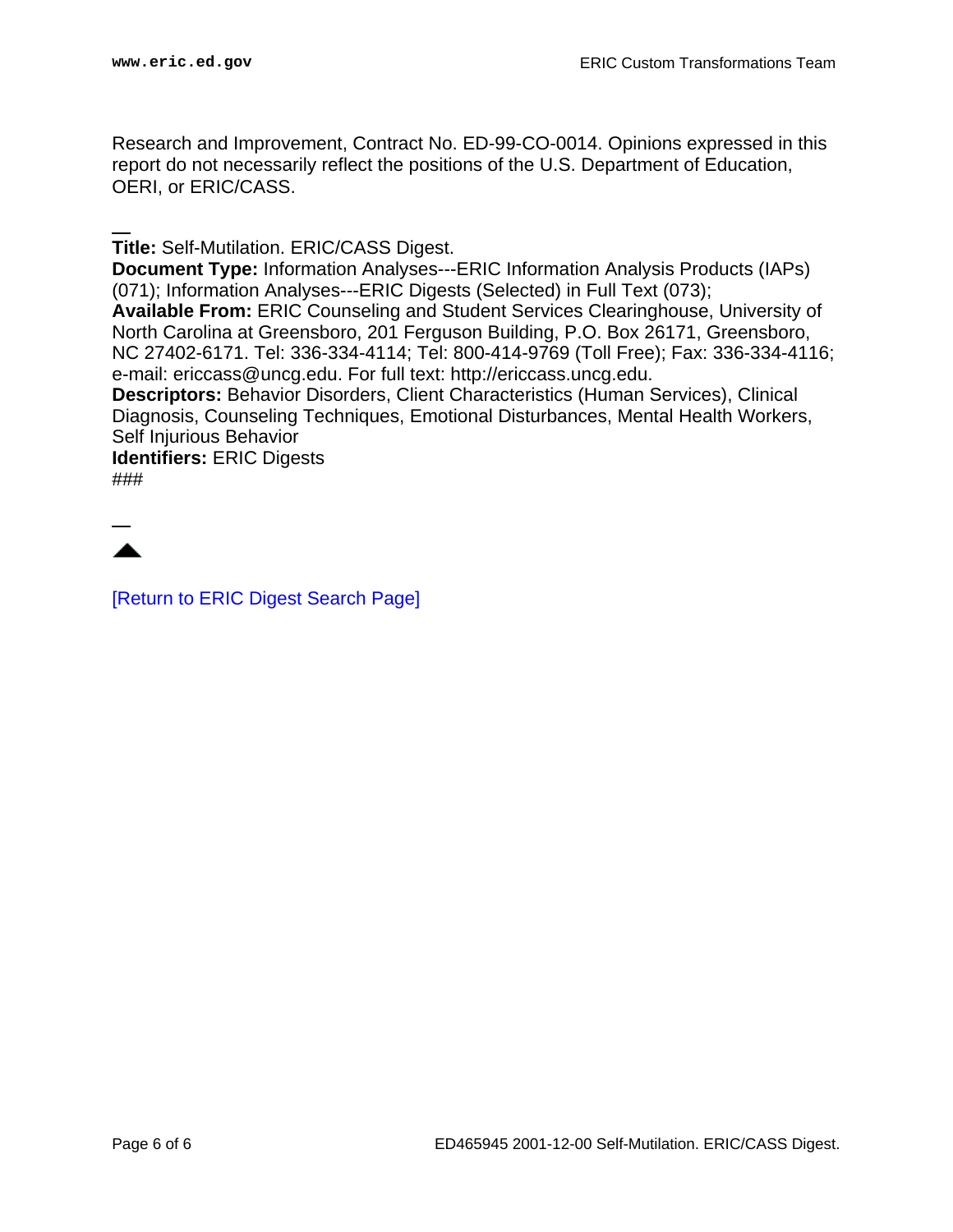Research and Improvement, Contract No. ED-99-CO-0014. Opinions expressed in this report do not necessarily reflect the positions of the U.S. Department of Education, OERI, or ERIC/CASS.

---

**Title:** Self-Mutilation. ERIC/CASS Digest.
**Document Type:** Information Analyses---ERIC Information Analysis Products (IAPs) (071); Information Analyses---ERIC Digests (Selected) in Full Text (073);
**Available From:** ERIC Counseling and Student Services Clearinghouse, University of North Carolina at Greensboro, 201 Ferguson Building, P.O. Box 26171, Greensboro, NC 27402-6171. Tel: 336-334-4114; Tel: 800-414-9769 (Toll Free); Fax: 336-334-4116; e-mail: ericcass@uncg.edu. For full text: http://ericcass.uncg.edu.
**Descriptors:** Behavior Disorders, Client Characteristics (Human Services), Clinical Diagnosis, Counseling Techniques, Emotional Disturbances, Mental Health Workers, Self Injurious Behavior
**Identifiers:** ERIC Digests
###

---

[Return to ERIC Digest Search Page]